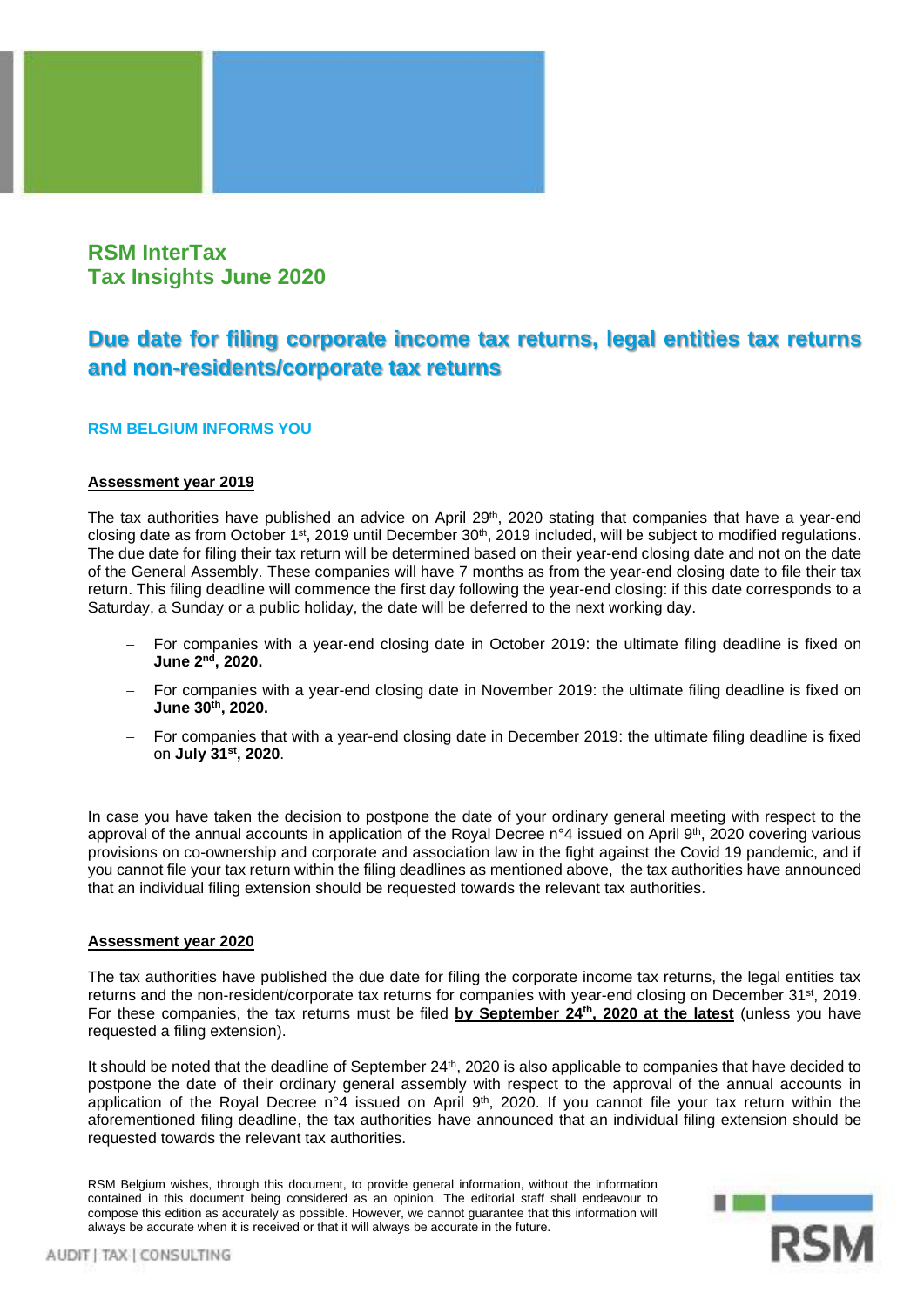## RSM InterTax
## Tax Insights June 2020

# Due date for filing corporate income tax returns, legal entities tax returns and non-residents/corporate tax returns

### RSM BELGIUM INFORMS YOU

**Assessment year 2019**

The tax authorities have published an advice on April 29th, 2020 stating that companies that have a year-end closing date as from October 1st, 2019 until December 30th, 2019 included, will be subject to modified regulations. The due date for filing their tax return will be determined based on their year-end closing date and not on the date of the General Assembly. These companies will have 7 months as from the year-end closing date to file their tax return. This filing deadline will commence the first day following the year-end closing: if this date corresponds to a Saturday, a Sunday or a public holiday, the date will be deferred to the next working day.

- For companies with a year-end closing date in October 2019: the ultimate filing deadline is fixed on **June 2nd, 2020.**
- For companies with a year-end closing date in November 2019: the ultimate filing deadline is fixed on **June 30th, 2020.**
- For companies that with a year-end closing date in December 2019: the ultimate filing deadline is fixed on **July 31st, 2020**.

In case you have taken the decision to postpone the date of your ordinary general meeting with respect to the approval of the annual accounts in application of the Royal Decree n°4 issued on April 9th, 2020 covering various provisions on co-ownership and corporate and association law in the fight against the Covid 19 pandemic, and if you cannot file your tax return within the filing deadlines as mentioned above, the tax authorities have announced that an individual filing extension should be requested towards the relevant tax authorities.

**Assessment year 2020**

The tax authorities have published the due date for filing the corporate income tax returns, the legal entities tax returns and the non-resident/corporate tax returns for companies with year-end closing on December 31st, 2019. For these companies, the tax returns must be filed **by September 24th, 2020 at the latest** (unless you have requested a filing extension).

It should be noted that the deadline of September 24th, 2020 is also applicable to companies that have decided to postpone the date of their ordinary general assembly with respect to the approval of the annual accounts in application of the Royal Decree n°4 issued on April 9th, 2020. If you cannot file your tax return within the aforementioned filing deadline, the tax authorities have announced that an individual filing extension should be requested towards the relevant tax authorities.

RSM Belgium wishes, through this document, to provide general information, without the information contained in this document being considered as an opinion. The editorial staff shall endeavour to compose this edition as accurately as possible. However, we cannot guarantee that this information will always be accurate when it is received or that it will always be accurate in the future.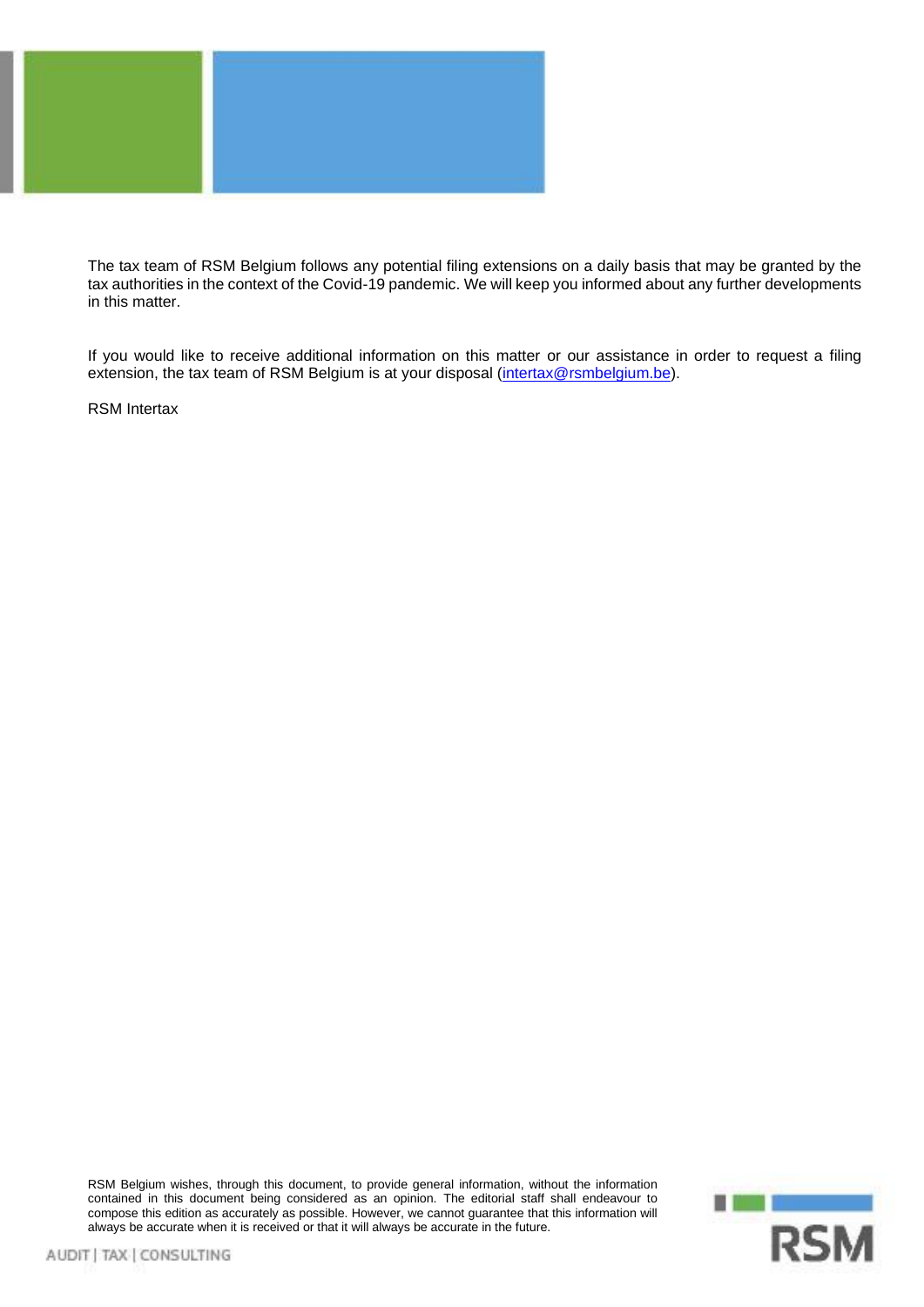The tax team of RSM Belgium follows any potential filing extensions on a daily basis that may be granted by the tax authorities in the context of the Covid-19 pandemic. We will keep you informed about any further developments in this matter.

If you would like to receive additional information on this matter or our assistance in order to request a filing extension, the tax team of RSM Belgium is at your disposal (intertax@rsmbelgium.be).

RSM Intertax

RSM Belgium wishes, through this document, to provide general information, without the information contained in this document being considered as an opinion. The editorial staff shall endeavour to compose this edition as accurately as possible. However, we cannot guarantee that this information will always be accurate when it is received or that it will always be accurate in the future.